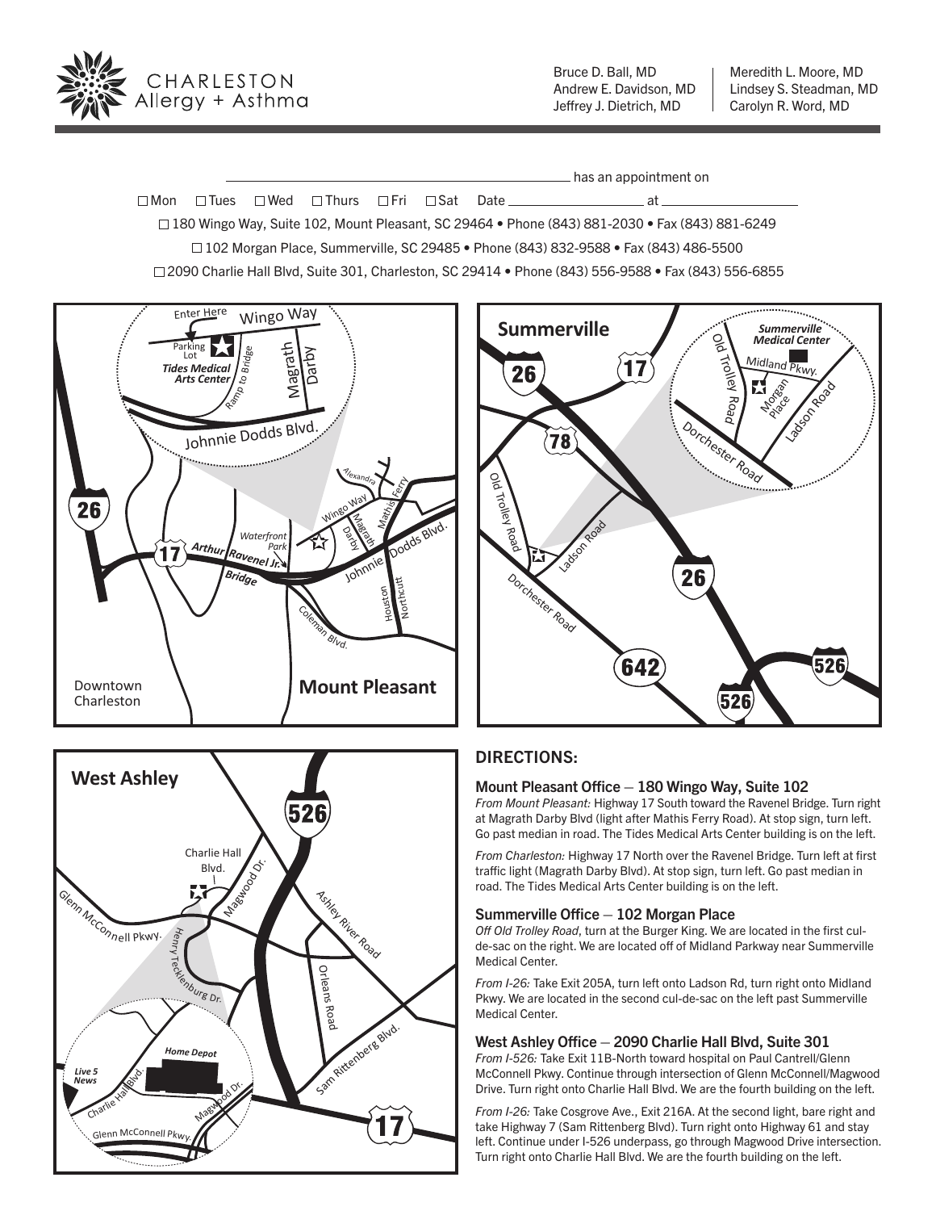CHARLESTON Allergy + Asthma

Bruce D. Ball, MD
Andrew E. Davidson, MD
Jeffrey J. Dietrich, MD

Meredith L. Moore, MD
Lindsey S. Steadman, MD
Carolyn R. Word, MD

\_\_\_\_\_\_\_\_\_\_\_\_\_\_\_\_\_\_\_\_\_\_\_\_\_\_\_\_\_\_\_\_ has an appointment on

☐ Mon ☐ Tues ☐ Wed ☐ Thurs ☐ Fri ☐ Sat Date \_\_\_\_\_\_\_\_\_\_\_\_\_\_\_\_ at \_\_\_\_\_\_\_\_\_\_\_\_\_\_\_\_

☐ 180 Wingo Way, Suite 102, Mount Pleasant, SC 29464 • Phone (843) 881-2030 • Fax (843) 881-6249

☐ 102 Morgan Place, Summerville, SC 29485 • Phone (843) 832-9588 • Fax (843) 486-5500

☐ 2090 Charlie Hall Blvd, Suite 301, Charleston, SC 29414 • Phone (843) 556-9588 • Fax (843) 556-6855

## DIRECTIONS:

### Mount Pleasant Office – 180 Wingo Way, Suite 102

*From Mount Pleasant:* Highway 17 South toward the Ravenel Bridge. Turn right at Magrath Darby Blvd (light after Mathis Ferry Road). At stop sign, turn left. Go past median in road. The Tides Medical Arts Center building is on the left.

*From Charleston:* Highway 17 North over the Ravenel Bridge. Turn left at first traffic light (Magrath Darby Blvd). At stop sign, turn left. Go past median in road. The Tides Medical Arts Center building is on the left.

### Summerville Office – 102 Morgan Place

*Off Old Trolley Road*, turn at the Burger King. We are located in the first cul-de-sac on the right. We are located off of Midland Parkway near Summerville Medical Center.

*From I-26:* Take Exit 205A, turn left onto Ladson Rd, turn right onto Midland Pkwy. We are located in the second cul-de-sac on the left past Summerville Medical Center.

### West Ashley Office – 2090 Charlie Hall Blvd, Suite 301

*From I-526:* Take Exit 11B-North toward hospital on Paul Cantrell/Glenn McConnell Pkwy. Continue through intersection of Glenn McConnell/Magwood Drive. Turn right onto Charlie Hall Blvd. We are the fourth building on the left.

*From I-26:* Take Cosgrove Ave., Exit 216A. At the second light, bare right and take Highway 7 (Sam Rittenberg Blvd). Turn right onto Highway 61 and stay left. Continue under I-526 underpass, go through Magwood Drive intersection. Turn right onto Charlie Hall Blvd. We are the fourth building on the left.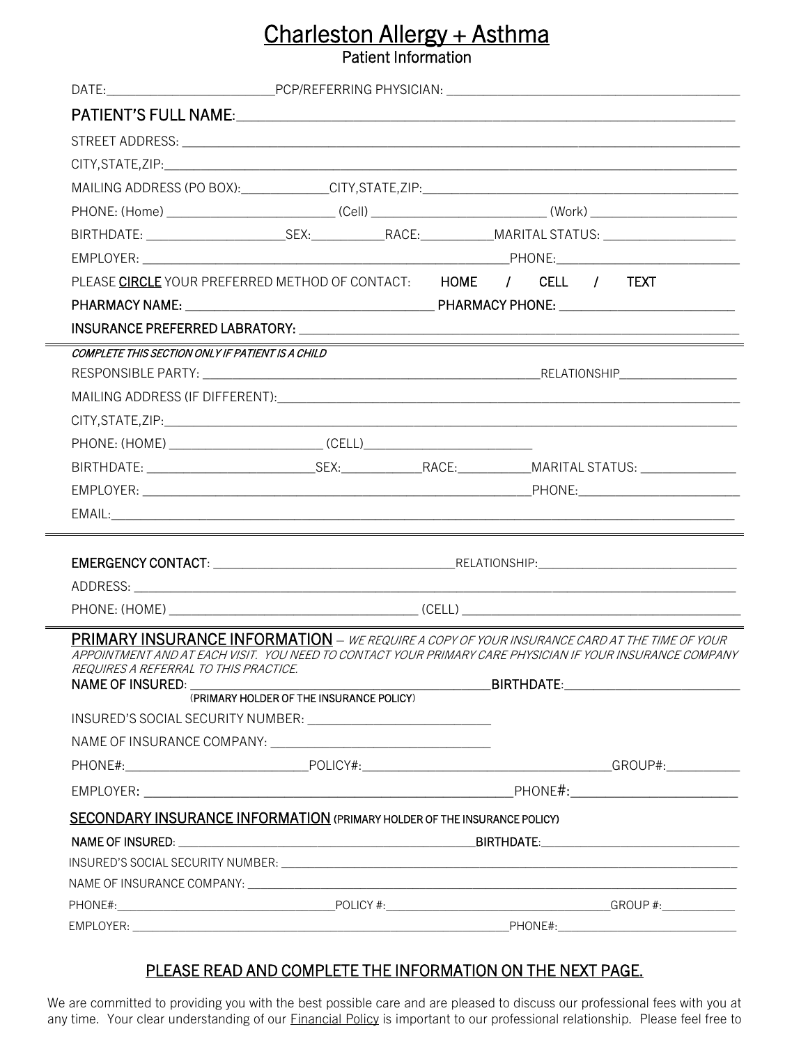# Charleston Allergy + Asthma

## Patient Information

DATE:________________________PCP/REFERRING PHYSICIAN: ___________________________________________

**PATIENT'S FULL NAME:**______________________________________________________________________

STREET ADDRESS: ___________________________________________________________________________

CITY,STATE,ZIP:_____________________________________________________________________________

MAILING ADDRESS (PO BOX):_____________CITY,STATE,ZIP:_______________________________________________

PHONE: (Home) _________________________ (Cell) _________________________ (Work) ______________________

BIRTHDATE: ____________________SEX:___________RACE:__________MARITAL STATUS: ___________________

EMPLOYER: ___________________________________________________PHONE:_________________________

PLEASE <u>CIRCLE</u> YOUR PREFERRED METHOD OF CONTACT: HOME / CELL / TEXT

PHARMACY NAME: ___________________________________ PHARMACY PHONE: __________________________

INSURANCE PREFERRED LABRATORY: _____________________________________________________________

---

*COMPLETE THIS SECTION ONLY IF PATIENT IS A CHILD*

RESPONSIBLE PARTY: ________________________________________________RELATIONSHIP__________________

MAILING ADDRESS (IF DIFFERENT):______________________________________________________________

CITY,STATE,ZIP:_____________________________________________________________________________

PHONE: (HOME) ______________________ (CELL)_________________________

BIRTHDATE: ________________________SEX:___________RACE:__________MARITAL STATUS: ______________

EMPLOYER: _______________________________________________________PHONE:_______________________

EMAIL:_____________________________________________________________________________________

---

**EMERGENCY CONTACT**: _____________________________________RELATIONSHIP:______________________________

ADDRESS: __________________________________________________________________________________

PHONE: (HOME) ____________________________________ (CELL) _________________________________________

---

**PRIMARY INSURANCE INFORMATION** – *WE REQUIRE A COPY OF YOUR INSURANCE CARD AT THE TIME OF YOUR APPOINTMENT AND AT EACH VISIT. YOU NEED TO CONTACT YOUR PRIMARY CARE PHYSICIAN IF YOUR INSURANCE COMPANY REQUIRES A REFERRAL TO THIS PRACTICE.*

NAME OF INSURED: ____________________________________________BIRTHDATE:__________________________
(PRIMARY HOLDER OF THE INSURANCE POLICY)

INSURED'S SOCIAL SECURITY NUMBER: ___________________________

NAME OF INSURANCE COMPANY: _________________________________

PHONE#:__________________________POLICY#:____________________________________GROUP#:___________

EMPLOYER: __________________________________________________PHONE#:________________________

**SECONDARY INSURANCE INFORMATION** (PRIMARY HOLDER OF THE INSURANCE POLICY)

NAME OF INSURED: ____________________________________________BIRTHDATE:_____________________________

INSURED'S SOCIAL SECURITY NUMBER: __________________________________________________________________

NAME OF INSURANCE COMPANY: _______________________________________________________________________

PHONE#:_________________________________POLICY #:___________________________________GROUP #:____________

EMPLOYER: ______________________________________________________________PHONE#:___________________________

<u>PLEASE READ AND COMPLETE THE INFORMATION ON THE NEXT PAGE.</u>

We are committed to providing you with the best possible care and are pleased to discuss our professional fees with you at any time. Your clear understanding of our <u>Financial Policy</u> is important to our professional relationship. Please feel free to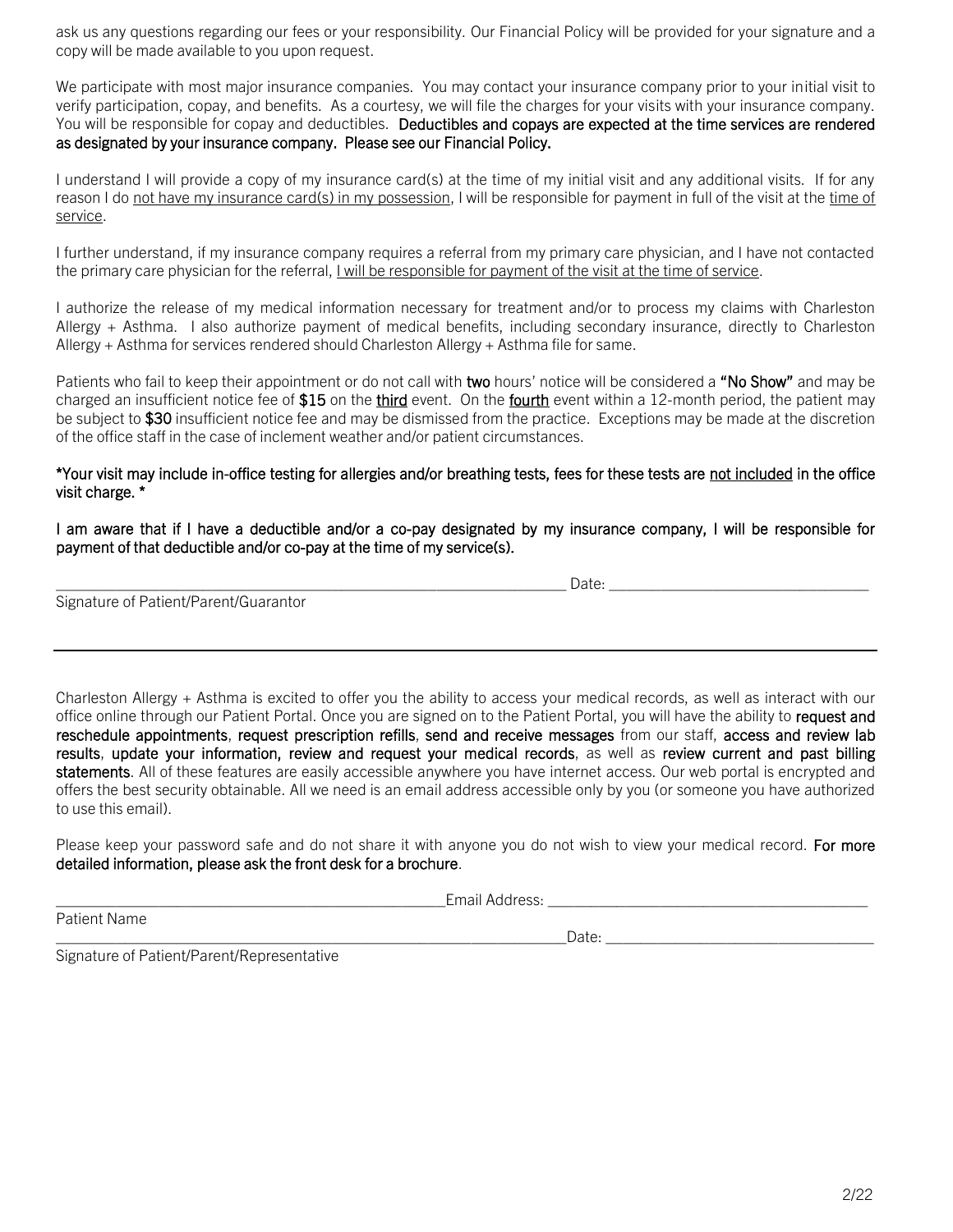ask us any questions regarding our fees or your responsibility. Our Financial Policy will be provided for your signature and a copy will be made available to you upon request.

We participate with most major insurance companies. You may contact your insurance company prior to your initial visit to verify participation, copay, and benefits. As a courtesy, we will file the charges for your visits with your insurance company. You will be responsible for copay and deductibles. **Deductibles and copays are expected at the time services are rendered as designated by your insurance company. Please see our Financial Policy.**

I understand I will provide a copy of my insurance card(s) at the time of my initial visit and any additional visits. If for any reason I do <u>not have my insurance card(s) in my possession</u>, I will be responsible for payment in full of the visit at the <u>time of service</u>.

I further understand, if my insurance company requires a referral from my primary care physician, and I have not contacted the primary care physician for the referral, <u>I will be responsible for payment of the visit at the time of service</u>.

I authorize the release of my medical information necessary for treatment and/or to process my claims with Charleston Allergy + Asthma. I also authorize payment of medical benefits, including secondary insurance, directly to Charleston Allergy + Asthma for services rendered should Charleston Allergy + Asthma file for same.

Patients who fail to keep their appointment or do not call with **two** hours' notice will be considered a **"No Show"** and may be charged an insufficient notice fee of **$15** on the **<u>third</u>** event. On the **<u>fourth</u>** event within a 12-month period, the patient may be subject to **$30** insufficient notice fee and may be dismissed from the practice. Exceptions may be made at the discretion of the office staff in the case of inclement weather and/or patient circumstances.

**\*Your visit may include in-office testing for allergies and/or breathing tests, fees for these tests are <u>not included</u> in the office visit charge. \***

**I am aware that if I have a deductible and/or a co-pay designated by my insurance company, I will be responsible for payment of that deductible and/or co-pay at the time of my service(s).**

_______________________________________________ Date: ______________________

Signature of Patient/Parent/Guarantor

---

Charleston Allergy + Asthma is excited to offer you the ability to access your medical records, as well as interact with our office online through our Patient Portal. Once you are signed on to the Patient Portal, you will have the ability to **request and reschedule appointments**, **request prescription refills**, **send and receive messages** from our staff, **access and review lab results**, **update your information, review and request your medical records**, as well as **review current and past billing statements**. All of these features are easily accessible anywhere you have internet access. Our web portal is encrypted and offers the best security obtainable. All we need is an email address accessible only by you (or someone you have authorized to use this email).

Please keep your password safe and do not share it with anyone you do not wish to view your medical record. **For more detailed information, please ask the front desk for a brochure**.

_______________________________________ Email Address: ______________________________

Patient Name

_______________________________________________ Date: ______________________

Signature of Patient/Parent/Representative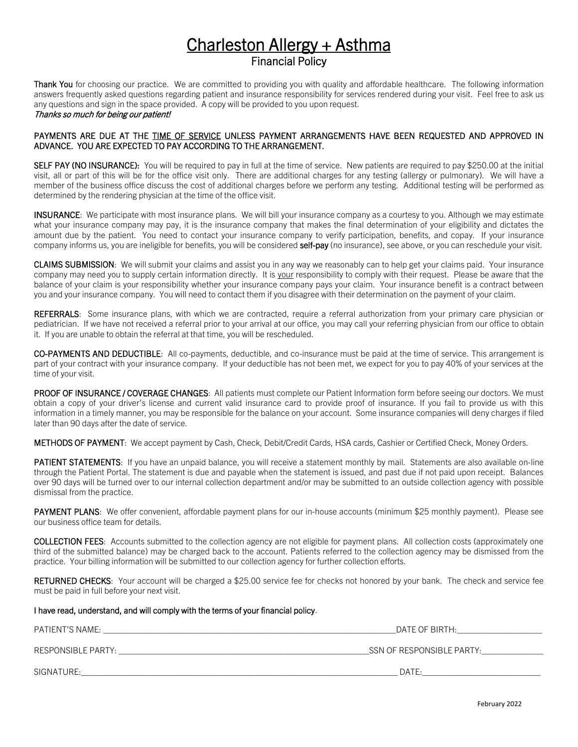# Charleston Allergy + Asthma

## Financial Policy

**Thank You** for choosing our practice. We are committed to providing you with quality and affordable healthcare. The following information answers frequently asked questions regarding patient and insurance responsibility for services rendered during your visit. Feel free to ask us any questions and sign in the space provided. A copy will be provided to you upon request.

*Thanks so much for being our patient!*

**PAYMENTS ARE DUE AT THE TIME OF SERVICE UNLESS PAYMENT ARRANGEMENTS HAVE BEEN REQUESTED AND APPROVED IN ADVANCE. YOU ARE EXPECTED TO PAY ACCORDING TO THE ARRANGEMENT.**

**SELF PAY (NO INSURANCE):** You will be required to pay in full at the time of service. New patients are required to pay $250.00 at the initial visit, all or part of this will be for the office visit only. There are additional charges for any testing (allergy or pulmonary). We will have a member of the business office discuss the cost of additional charges before we perform any testing. Additional testing will be performed as determined by the rendering physician at the time of the office visit.

**INSURANCE**: We participate with most insurance plans. We will bill your insurance company as a courtesy to you. Although we may estimate what your insurance company may pay, it is the insurance company that makes the final determination of your eligibility and dictates the amount due by the patient. You need to contact your insurance company to verify participation, benefits, and copay. If your insurance company informs us, you are ineligible for benefits, you will be considered **self-pay** (no insurance), see above, or you can reschedule your visit.

**CLAIMS SUBMISSION**: We will submit your claims and assist you in any way we reasonably can to help get your claims paid. Your insurance company may need you to supply certain information directly. It is your responsibility to comply with their request. Please be aware that the balance of your claim is your responsibility whether your insurance company pays your claim. Your insurance benefit is a contract between you and your insurance company. You will need to contact them if you disagree with their determination on the payment of your claim.

**REFERRALS**: Some insurance plans, with which we are contracted, require a referral authorization from your primary care physician or pediatrician. If we have not received a referral prior to your arrival at our office, you may call your referring physician from our office to obtain it. If you are unable to obtain the referral at that time, you will be rescheduled.

**CO-PAYMENTS AND DEDUCTIBLE**: All co-payments, deductible, and co-insurance must be paid at the time of service. This arrangement is part of your contract with your insurance company. If your deductible has not been met, we expect for you to pay 40% of your services at the time of your visit.

**PROOF OF INSURANCE / COVERAGE CHANGES**: All patients must complete our Patient Information form before seeing our doctors. We must obtain a copy of your driver's license and current valid insurance card to provide proof of insurance. If you fail to provide us with this information in a timely manner, you may be responsible for the balance on your account. Some insurance companies will deny charges if filed later than 90 days after the date of service.

**METHODS OF PAYMENT**: We accept payment by Cash, Check, Debit/Credit Cards, HSA cards, Cashier or Certified Check, Money Orders.

**PATIENT STATEMENTS**: If you have an unpaid balance, you will receive a statement monthly by mail. Statements are also available on-line through the Patient Portal. The statement is due and payable when the statement is issued, and past due if not paid upon receipt. Balances over 90 days will be turned over to our internal collection department and/or may be submitted to an outside collection agency with possible dismissal from the practice.

**PAYMENT PLANS**: We offer convenient, affordable payment plans for our in-house accounts (minimum $25 monthly payment). Please see our business office team for details.

**COLLECTION FEES**: Accounts submitted to the collection agency are not eligible for payment plans. All collection costs (approximately one third of the submitted balance) may be charged back to the account. Patients referred to the collection agency may be dismissed from the practice. Your billing information will be submitted to our collection agency for further collection efforts.

**RETURNED CHECKS**: Your account will be charged a $25.00 service fee for checks not honored by your bank. The check and service fee must be paid in full before your next visit.

**I have read, understand, and will comply with the terms of your financial policy.**

PATIENT'S NAME: ______________________________ DATE OF BIRTH: ______________

RESPONSIBLE PARTY: ______________________________ SSN OF RESPONSIBLE PARTY: ______________

SIGNATURE: ______________________________ DATE: ______________

February 2022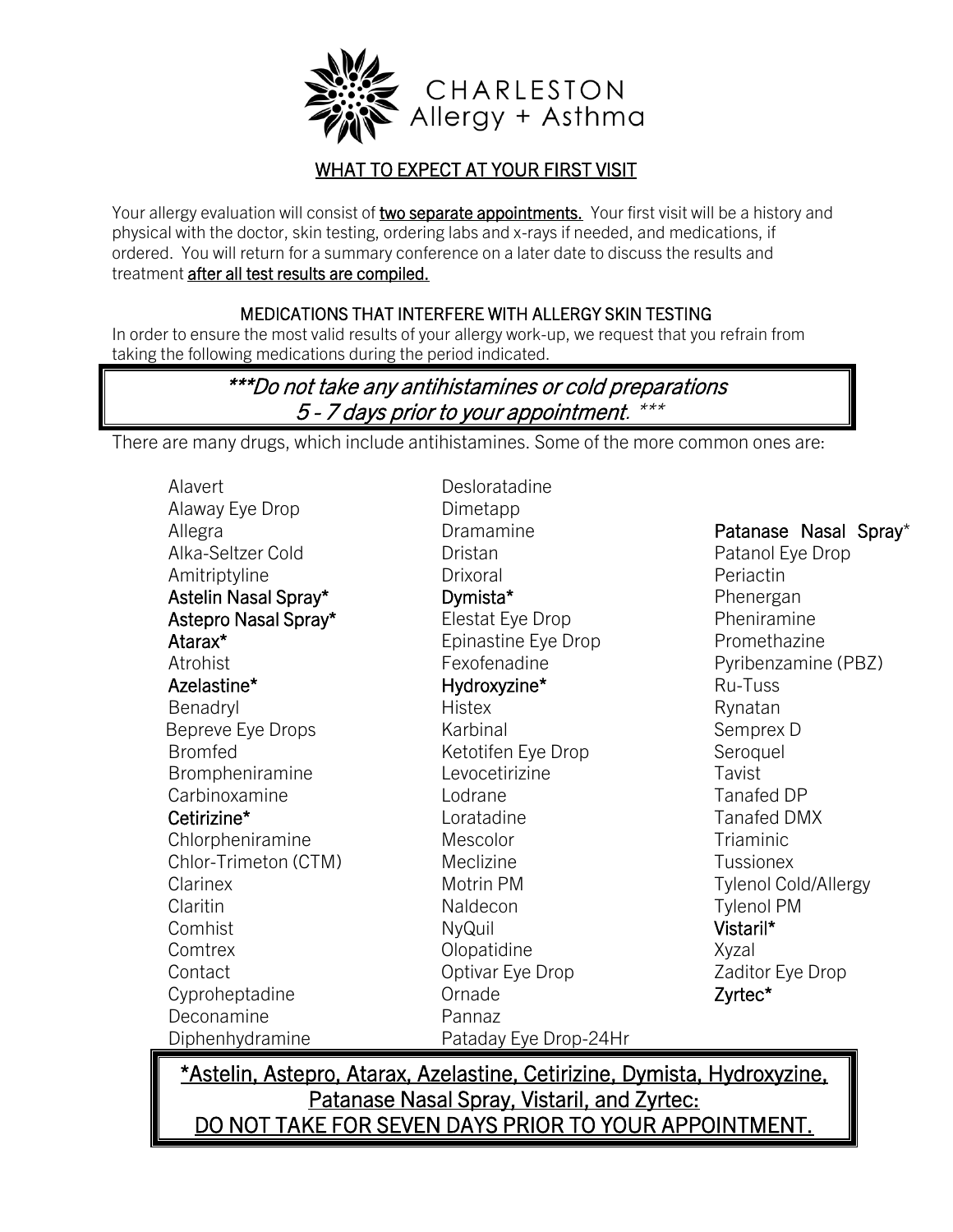CHARLESTON
Allergy + Asthma

## WHAT TO EXPECT AT YOUR FIRST VISIT

Your allergy evaluation will consist of **two separate appointments.** Your first visit will be a history and physical with the doctor, skin testing, ordering labs and x-rays if needed, and medications, if ordered. You will return for a summary conference on a later date to discuss the results and treatment after all test results are compiled.

### MEDICATIONS THAT INTERFERE WITH ALLERGY SKIN TESTING

In order to ensure the most valid results of your allergy work-up, we request that you refrain from taking the following medications during the period indicated.

> ****Do not take any antihistamines or cold preparations 5 - 7 days prior to your appointment. ****

There are many drugs, which include antihistamines. Some of the more common ones are:

- Alavert
- Alaway Eye Drop
- Allegra
- Alka-Seltzer Cold
- Amitriptyline
- Astelin Nasal Spray*
- Astepro Nasal Spray*
- Atarax*
- Atrohist
- Azelastine*
- Benadryl
- Bepreve Eye Drops
- Bromfed
- Brompheniramine
- Carbinoxamine
- Cetirizine*
- Chlorpheniramine
- Chlor-Trimeton (CTM)
- Clarinex
- Claritin
- Comhist
- Comtrex
- Contact
- Cyproheptadine
- Deconamine
- Diphenhydramine
- Desloratadine
- Dimetapp
- Dramamine
- Dristan
- Drixoral
- Dymista*
- Elestat Eye Drop
- Epinastine Eye Drop
- Fexofenadine
- Hydroxyzine*
- Histex
- Karbinal
- Ketotifen Eye Drop
- Levocetirizine
- Lodrane
- Loratadine
- Mescolor
- Meclizine
- Motrin PM
- Naldecon
- NyQuil
- Olopatidine
- Optivar Eye Drop
- Ornade
- Pannaz
- Pataday Eye Drop-24Hr
- Patanase Nasal Spray*
- Patanol Eye Drop
- Periactin
- Phenergan
- Pheniramine
- Promethazine
- Pyribenzamine (PBZ)
- Ru-Tuss
- Rynatan
- Semprex D
- Seroquel
- Tavist
- Tanafed DP
- Tanafed DMX
- Triaminic
- Tussionex
- Tylenol Cold/Allergy
- Tylenol PM
- Vistaril*
- Xyzal
- Zaditor Eye Drop
- Zyrtec*

> *Astelin, Astepro, Atarax, Azelastine, Cetirizine, Dymista, Hydroxyzine, Patanase Nasal Spray, Vistaril, and Zyrtec:
> DO NOT TAKE FOR SEVEN DAYS PRIOR TO YOUR APPOINTMENT.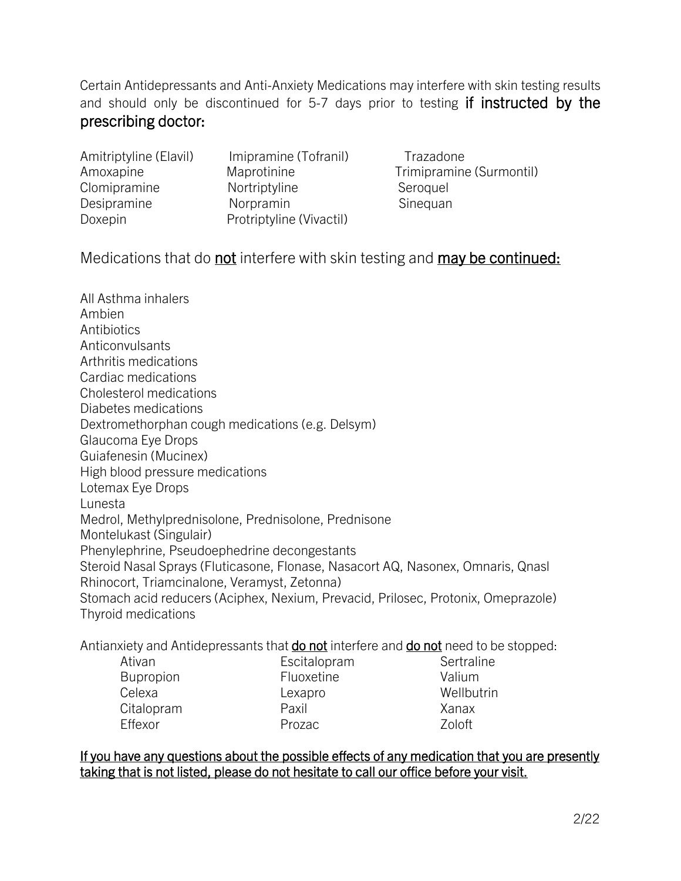Certain Antidepressants and Anti-Anxiety Medications may interfere with skin testing results and should only be discontinued for 5-7 days prior to testing **if instructed by the prescribing doctor:**

| | | |
|---|---|---|
| Amitriptyline (Elavil) | Imipramine (Tofranil) | Trazadone |
| Amoxapine | Maprotinine | Trimipramine (Surmontil) |
| Clomipramine | Nortriptyline | Seroquel |
| Desipramine | Norpramin | Sinequan |
| Doxepin | Protriptyline (Vivactil) | |

## Medications that do <u>not</u> interfere with skin testing and <u>may be continued:</u>

All Asthma inhalers
Ambien
Antibiotics
Anticonvulsants
Arthritis medications
Cardiac medications
Cholesterol medications
Diabetes medications
Dextromethorphan cough medications (e.g. Delsym)
Glaucoma Eye Drops
Guiafenesin (Mucinex)
High blood pressure medications
Lotemax Eye Drops
Lunesta
Medrol, Methylprednisolone, Prednisolone, Prednisone
Montelukast (Singulair)
Phenylephrine, Pseudoephedrine decongestants
Steroid Nasal Sprays (Fluticasone, Flonase, Nasacort AQ, Nasonex, Omnaris, Qnasl Rhinocort, Triamcinalone, Veramyst, Zetonna)
Stomach acid reducers (Aciphex, Nexium, Prevacid, Prilosec, Protonix, Omeprazole)
Thyroid medications

Antianxiety and Antidepressants that <u>do not</u> interfere and <u>do not</u> need to be stopped:

| | | |
|---|---|---|
| Ativan | Escitalopram | Sertraline |
| Bupropion | Fluoxetine | Valium |
| Celexa | Lexapro | Wellbutrin |
| Citalopram | Paxil | Xanax |
| Effexor | Prozac | Zoloft |

<u>If you have any questions about the possible effects of any medication that you are presently taking that is not listed, please do not hesitate to call our office before your visit.</u>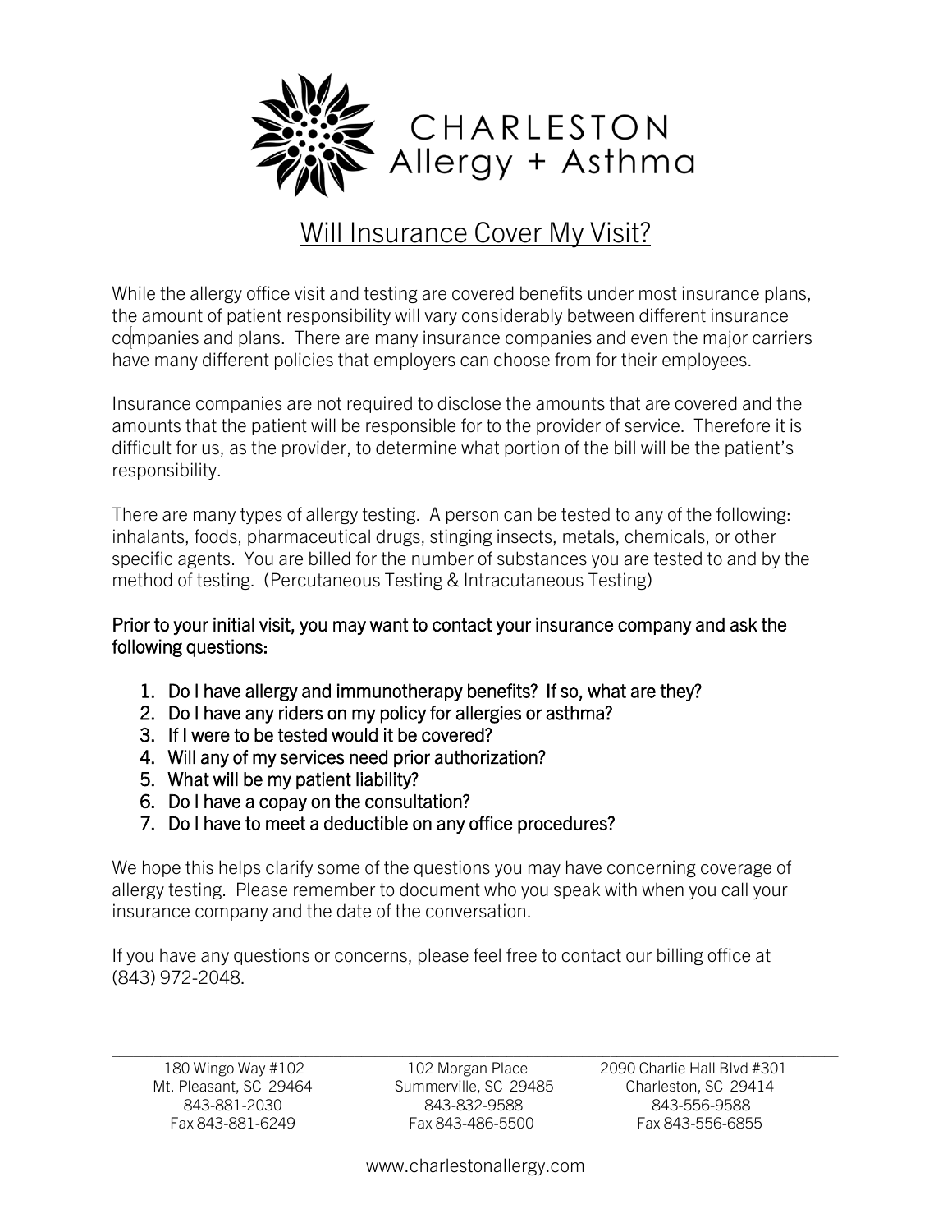CHARLESTON
Allergy + Asthma

# Will Insurance Cover My Visit?

While the allergy office visit and testing are covered benefits under most insurance plans, the amount of patient responsibility will vary considerably between different insurance companies and plans. There are many insurance companies and even the major carriers have many different policies that employers can choose from for their employees.

Insurance companies are not required to disclose the amounts that are covered and the amounts that the patient will be responsible for to the provider of service. Therefore it is difficult for us, as the provider, to determine what portion of the bill will be the patient's responsibility.

There are many types of allergy testing. A person can be tested to any of the following: inhalants, foods, pharmaceutical drugs, stinging insects, metals, chemicals, or other specific agents. You are billed for the number of substances you are tested to and by the method of testing. (Percutaneous Testing & Intracutaneous Testing)

**Prior to your initial visit, you may want to contact your insurance company and ask the following questions:**

1. Do I have allergy and immunotherapy benefits? If so, what are they?
2. Do I have any riders on my policy for allergies or asthma?
3. If I were to be tested would it be covered?
4. Will any of my services need prior authorization?
5. What will be my patient liability?
6. Do I have a copay on the consultation?
7. Do I have to meet a deductible on any office procedures?

We hope this helps clarify some of the questions you may have concerning coverage of allergy testing. Please remember to document who you speak with when you call your insurance company and the date of the conversation.

If you have any questions or concerns, please feel free to contact our billing office at (843) 972-2048.

---

180 Wingo Way #102
Mt. Pleasant, SC 29464
843-881-2030
Fax 843-881-6249

102 Morgan Place
Summerville, SC 29485
843-832-9588
Fax 843-486-5500

2090 Charlie Hall Blvd #301
Charleston, SC 29414
843-556-9588
Fax 843-556-6855

www.charlestonallergy.com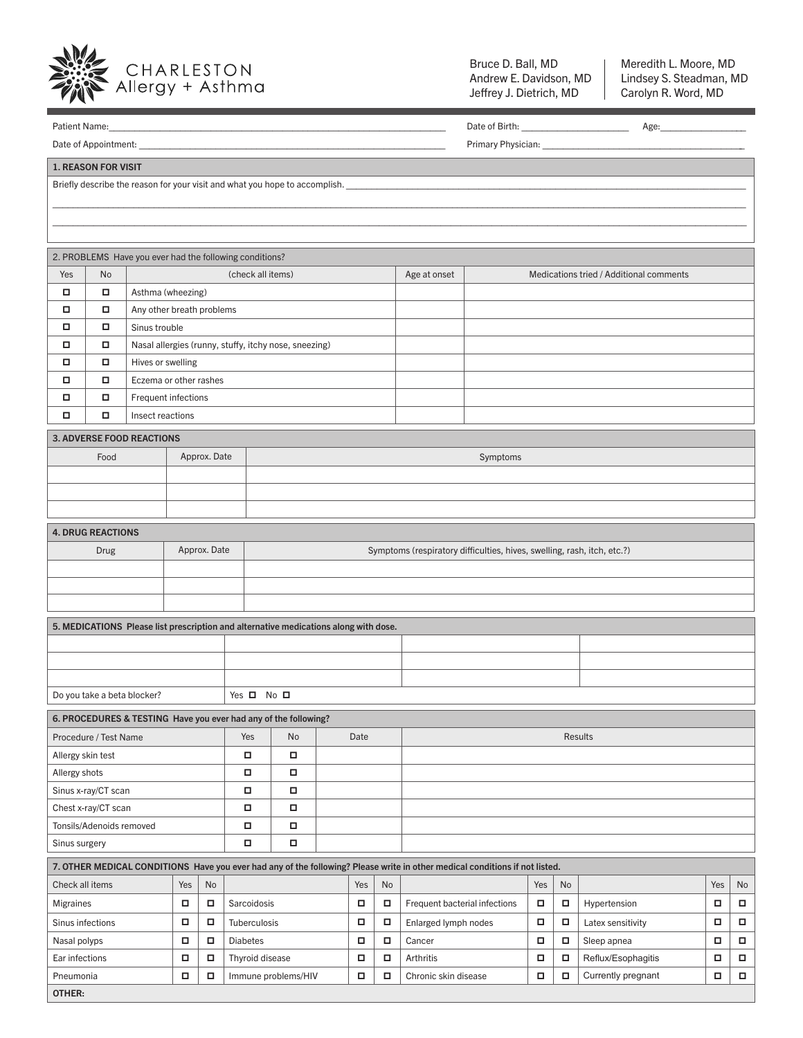# CHARLESTON Allergy + Asthma

Bruce D. Ball, MD
Andrew E. Davidson, MD
Jeffrey J. Dietrich, MD

Meredith L. Moore, MD
Lindsey S. Steadman, MD
Carolyn R. Word, MD

Patient Name:______________________________ Date of Birth: ______________ Age:__________

Date of Appointment: ______________________________ Primary Physician: ______________________________

## 1. REASON FOR VISIT

Briefly describe the reason for your visit and what you hope to accomplish. ______________________________

______________________________________________________________________

______________________________________________________________________

## 2. PROBLEMS Have you ever had the following conditions?

| Yes | No | (check all items) | Age at onset | Medications tried / Additional comments |
|---|---|---|---|---|
| ☐ | ☐ | Asthma (wheezing) | | |
| ☐ | ☐ | Any other breath problems | | |
| ☐ | ☐ | Sinus trouble | | |
| ☐ | ☐ | Nasal allergies (runny, stuffy, itchy nose, sneezing) | | |
| ☐ | ☐ | Hives or swelling | | |
| ☐ | ☐ | Eczema or other rashes | | |
| ☐ | ☐ | Frequent infections | | |
| ☐ | ☐ | Insect reactions | | |

## 3. ADVERSE FOOD REACTIONS

| Food | Approx. Date | Symptoms |
|---|---|---|
| | | |
| | | |
| | | |

## 4. DRUG REACTIONS

| Drug | Approx. Date | Symptoms (respiratory difficulties, hives, swelling, rash, itch, etc.?) |
|---|---|---|
| | | |
| | | |
| | | |

## 5. MEDICATIONS Please list prescription and alternative medications along with dose.

| | | | |
|---|---|---|---|
| | | | |
| | | | |
| | | | |
| Do you take a beta blocker? | Yes ☐ No ☐ | | |

## 6. PROCEDURES & TESTING Have you ever had any of the following?

| Procedure / Test Name | Yes | No | Date | Results |
|---|---|---|---|---|
| Allergy skin test | ☐ | ☐ | | |
| Allergy shots | ☐ | ☐ | | |
| Sinus x-ray/CT scan | ☐ | ☐ | | |
| Chest x-ray/CT scan | ☐ | ☐ | | |
| Tonsils/Adenoids removed | ☐ | ☐ | | |
| Sinus surgery | ☐ | ☐ | | |

## 7. OTHER MEDICAL CONDITIONS Have you ever had any of the following? Please write in other medical conditions if not listed.

| Check all items | Yes | No | | Yes | No | | Yes | No | | Yes | No |
|---|---|---|---|---|---|---|---|---|---|---|---|
| Migraines | ☐ | ☐ | Sarcoidosis | ☐ | ☐ | Frequent bacterial infections | ☐ | ☐ | Hypertension | ☐ | ☐ |
| Sinus infections | ☐ | ☐ | Tuberculosis | ☐ | ☐ | Enlarged lymph nodes | ☐ | ☐ | Latex sensitivity | ☐ | ☐ |
| Nasal polyps | ☐ | ☐ | Diabetes | ☐ | ☐ | Cancer | ☐ | ☐ | Sleep apnea | ☐ | ☐ |
| Ear infections | ☐ | ☐ | Thyroid disease | ☐ | ☐ | Arthritis | ☐ | ☐ | Reflux/Esophagitis | ☐ | ☐ |
| Pneumonia | ☐ | ☐ | Immune problems/HIV | ☐ | ☐ | Chronic skin disease | ☐ | ☐ | Currently pregnant | ☐ | ☐ |

**OTHER:**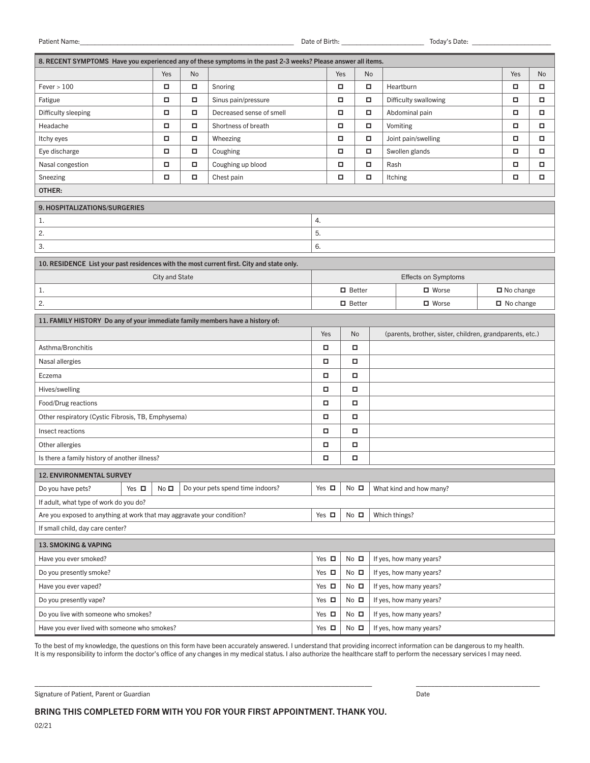Patient Name:\_\_\_\_\_\_\_\_\_\_\_\_\_\_\_\_\_\_\_\_\_\_\_\_\_\_\_\_\_\_ Date of Birth: \_\_\_\_\_\_\_\_\_\_\_\_\_\_\_\_ Today's Date: \_\_\_\_\_\_\_\_\_\_\_\_\_\_\_\_

## 8. RECENT SYMPTOMS Have you experienced any of these symptoms in the past 2-3 weeks? Please answer all items.

| | Yes | No | | Yes | No | | Yes | No |
|---|---|---|---|---|---|---|---|---|
| Fever > 100 | ☐ | ☐ | Snoring | ☐ | ☐ | Heartburn | ☐ | ☐ |
| Fatigue | ☐ | ☐ | Sinus pain/pressure | ☐ | ☐ | Difficulty swallowing | ☐ | ☐ |
| Difficulty sleeping | ☐ | ☐ | Decreased sense of smell | ☐ | ☐ | Abdominal pain | ☐ | ☐ |
| Headache | ☐ | ☐ | Shortness of breath | ☐ | ☐ | Vomiting | ☐ | ☐ |
| Itchy eyes | ☐ | ☐ | Wheezing | ☐ | ☐ | Joint pain/swelling | ☐ | ☐ |
| Eye discharge | ☐ | ☐ | Coughing | ☐ | ☐ | Swollen glands | ☐ | ☐ |
| Nasal congestion | ☐ | ☐ | Coughing up blood | ☐ | ☐ | Rash | ☐ | ☐ |
| Sneezing | ☐ | ☐ | Chest pain | ☐ | ☐ | Itching | ☐ | ☐ |
| **OTHER:** | | | | | | | | |

## 9. HOSPITALIZATIONS/SURGERIES

| | |
|---|---|
| 1. | 4. |
| 2. | 5. |
| 3. | 6. |

## 10. RESIDENCE List your past residences with the most current first. City and state only.

| City and State | Effects on Symptoms | | |
|---|---|---|---|
| 1. | ☐ Better | ☐ Worse | ☐ No change |
| 2. | ☐ Better | ☐ Worse | ☐ No change |

## 11. FAMILY HISTORY Do any of your immediate family members have a history of:

| | Yes | No | (parents, brother, sister, children, grandparents, etc.) |
|---|---|---|---|
| Asthma/Bronchitis | ☐ | ☐ | |
| Nasal allergies | ☐ | ☐ | |
| Eczema | ☐ | ☐ | |
| Hives/swelling | ☐ | ☐ | |
| Food/Drug reactions | ☐ | ☐ | |
| Other respiratory (Cystic Fibrosis, TB, Emphysema) | ☐ | ☐ | |
| Insect reactions | ☐ | ☐ | |
| Other allergies | ☐ | ☐ | |
| Is there a family history of another illness? | ☐ | ☐ | |

## 12. ENVIRONMENTAL SURVEY

| | | | | | | |
|---|---|---|---|---|---|---|
| Do you have pets? | Yes ☐ | No ☐ | Do your pets spend time indoors? | Yes ☐ | No ☐ | What kind and how many? |
| If adult, what type of work do you do? | | | | | | |
| Are you exposed to anything at work that may aggravate your condition? | | | | Yes ☐ | No ☐ | Which things? |
| If small child, day care center? | | | | | | |

## 13. SMOKING & VAPING

| | | | |
|---|---|---|---|
| Have you ever smoked? | Yes ☐ | No ☐ | If yes, how many years? |
| Do you presently smoke? | Yes ☐ | No ☐ | If yes, how many years? |
| Have you ever vaped? | Yes ☐ | No ☐ | If yes, how many years? |
| Do you presently vape? | Yes ☐ | No ☐ | If yes, how many years? |
| Do you live with someone who smokes? | Yes ☐ | No ☐ | If yes, how many years? |
| Have you ever lived with someone who smokes? | Yes ☐ | No ☐ | If yes, how many years? |

To the best of my knowledge, the questions on this form have been accurately answered. I understand that providing incorrect information can be dangerous to my health. It is my responsibility to inform the doctor's office of any changes in my medical status. I also authorize the healthcare staff to perform the necessary services I may need.

\_\_\_\_\_\_\_\_\_\_\_\_\_\_\_\_\_\_\_\_\_\_\_\_\_\_\_\_\_\_\_\_\_\_\_\_\_\_\_\_ \_\_\_\_\_\_\_\_\_\_\_\_\_\_\_\_\_\_\_\_

Signature of Patient, Parent or Guardian Date

**BRING THIS COMPLETED FORM WITH YOU FOR YOUR FIRST APPOINTMENT. THANK YOU.**

02/21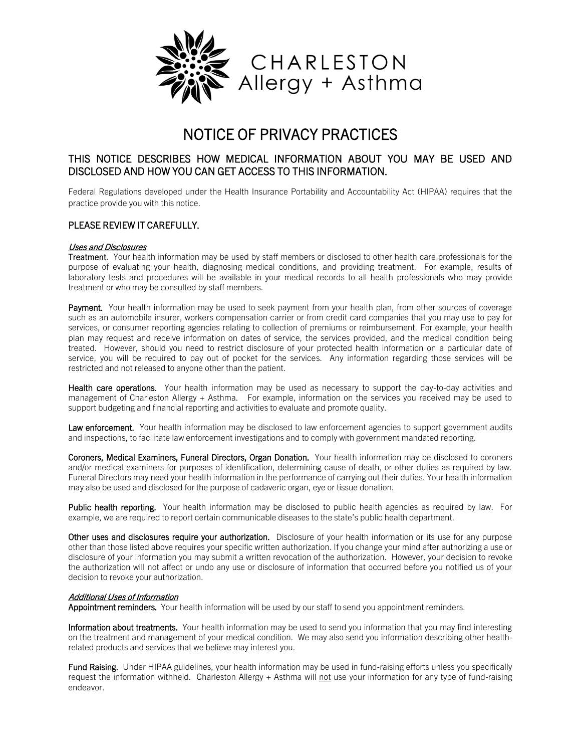CHARLESTON
Allergy + Asthma

# NOTICE OF PRIVACY PRACTICES

## THIS NOTICE DESCRIBES HOW MEDICAL INFORMATION ABOUT YOU MAY BE USED AND DISCLOSED AND HOW YOU CAN GET ACCESS TO THIS INFORMATION.

Federal Regulations developed under the Health Insurance Portability and Accountability Act (HIPAA) requires that the practice provide you with this notice.

## PLEASE REVIEW IT CAREFULLY.

*Uses and Disclosures*

**Treatment**. Your health information may be used by staff members or disclosed to other health care professionals for the purpose of evaluating your health, diagnosing medical conditions, and providing treatment. For example, results of laboratory tests and procedures will be available in your medical records to all health professionals who may provide treatment or who may be consulted by staff members.

**Payment.** Your health information may be used to seek payment from your health plan, from other sources of coverage such as an automobile insurer, workers compensation carrier or from credit card companies that you may use to pay for services, or consumer reporting agencies relating to collection of premiums or reimbursement. For example, your health plan may request and receive information on dates of service, the services provided, and the medical condition being treated. However, should you need to restrict disclosure of your protected health information on a particular date of service, you will be required to pay out of pocket for the services. Any information regarding those services will be restricted and not released to anyone other than the patient.

**Health care operations.** Your health information may be used as necessary to support the day-to-day activities and management of Charleston Allergy + Asthma. For example, information on the services you received may be used to support budgeting and financial reporting and activities to evaluate and promote quality.

**Law enforcement.** Your health information may be disclosed to law enforcement agencies to support government audits and inspections, to facilitate law enforcement investigations and to comply with government mandated reporting.

**Coroners, Medical Examiners, Funeral Directors, Organ Donation.** Your health information may be disclosed to coroners and/or medical examiners for purposes of identification, determining cause of death, or other duties as required by law. Funeral Directors may need your health information in the performance of carrying out their duties. Your health information may also be used and disclosed for the purpose of cadaveric organ, eye or tissue donation.

**Public health reporting.** Your health information may be disclosed to public health agencies as required by law. For example, we are required to report certain communicable diseases to the state's public health department.

**Other uses and disclosures require your authorization.** Disclosure of your health information or its use for any purpose other than those listed above requires your specific written authorization. If you change your mind after authorizing a use or disclosure of your information you may submit a written revocation of the authorization. However, your decision to revoke the authorization will not affect or undo any use or disclosure of information that occurred before you notified us of your decision to revoke your authorization.

*Additional Uses of Information*

**Appointment reminders.** Your health information will be used by our staff to send you appointment reminders.

**Information about treatments.** Your health information may be used to send you information that you may find interesting on the treatment and management of your medical condition. We may also send you information describing other health-related products and services that we believe may interest you.

**Fund Raising.** Under HIPAA guidelines, your health information may be used in fund-raising efforts unless you specifically request the information withheld. Charleston Allergy + Asthma will not use your information for any type of fund-raising endeavor.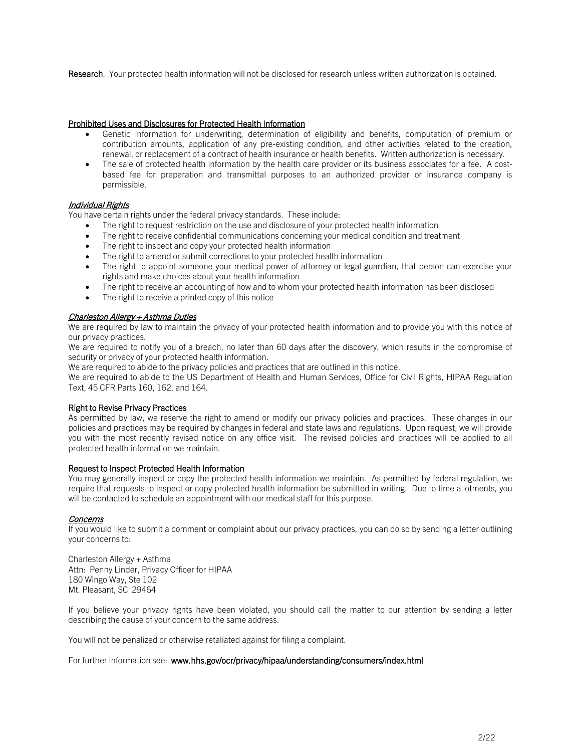**Research**. Your protected health information will not be disclosed for research unless written authorization is obtained.

## Prohibited Uses and Disclosures for Protected Health Information

- Genetic information for underwriting, determination of eligibility and benefits, computation of premium or contribution amounts, application of any pre-existing condition, and other activities related to the creation, renewal, or replacement of a contract of health insurance or health benefits. Written authorization is necessary.
- The sale of protected health information by the health care provider or its business associates for a fee. A cost-based fee for preparation and transmittal purposes to an authorized provider or insurance company is permissible.

## *Individual Rights*

You have certain rights under the federal privacy standards. These include:

- The right to request restriction on the use and disclosure of your protected health information
- The right to receive confidential communications concerning your medical condition and treatment
- The right to inspect and copy your protected health information
- The right to amend or submit corrections to your protected health information
- The right to appoint someone your medical power of attorney or legal guardian, that person can exercise your rights and make choices about your health information
- The right to receive an accounting of how and to whom your protected health information has been disclosed
- The right to receive a printed copy of this notice

## *Charleston Allergy + Asthma Duties*

We are required by law to maintain the privacy of your protected health information and to provide you with this notice of our privacy practices.

We are required to notify you of a breach, no later than 60 days after the discovery, which results in the compromise of security or privacy of your protected health information.

We are required to abide to the privacy policies and practices that are outlined in this notice.

We are required to abide to the US Department of Health and Human Services, Office for Civil Rights, HIPAA Regulation Text, 45 CFR Parts 160, 162, and 164.

## Right to Revise Privacy Practices

As permitted by law, we reserve the right to amend or modify our privacy policies and practices. These changes in our policies and practices may be required by changes in federal and state laws and regulations. Upon request, we will provide you with the most recently revised notice on any office visit. The revised policies and practices will be applied to all protected health information we maintain.

## Request to Inspect Protected Health Information

You may generally inspect or copy the protected health information we maintain. As permitted by federal regulation, we require that requests to inspect or copy protected health information be submitted in writing. Due to time allotments, you will be contacted to schedule an appointment with our medical staff for this purpose.

## *Concerns*

If you would like to submit a comment or complaint about our privacy practices, you can do so by sending a letter outlining your concerns to:

Charleston Allergy + Asthma
Attn: Penny Linder, Privacy Officer for HIPAA
180 Wingo Way, Ste 102
Mt. Pleasant, SC 29464

If you believe your privacy rights have been violated, you should call the matter to our attention by sending a letter describing the cause of your concern to the same address.

You will not be penalized or otherwise retaliated against for filing a complaint.

For further information see: **www.hhs.gov/ocr/privacy/hipaa/understanding/consumers/index.html**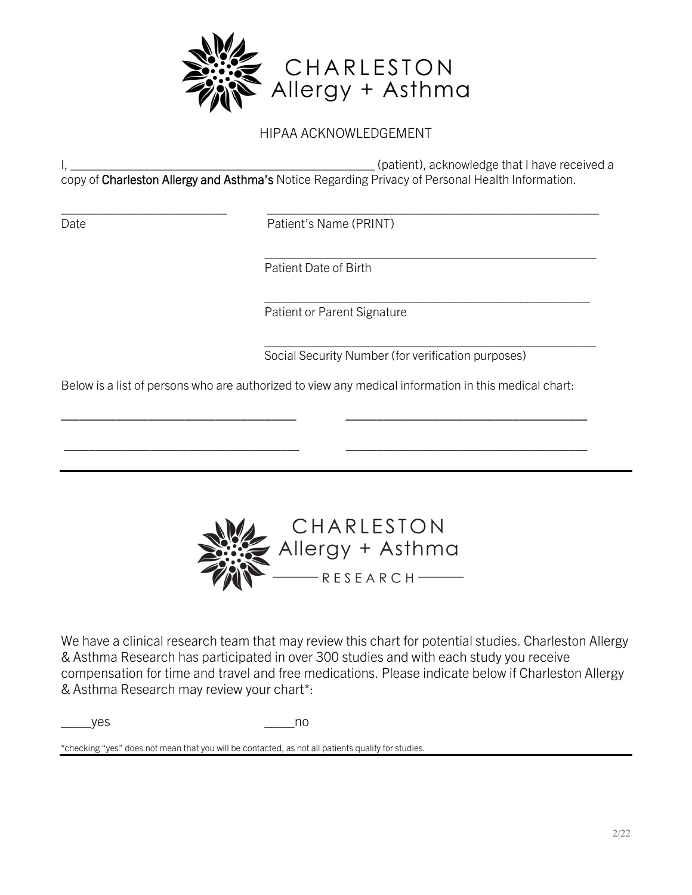CHARLESTON
Allergy + Asthma

## HIPAA ACKNOWLEDGEMENT

I, ________________________________________________ (patient), acknowledge that I have received a copy of **Charleston Allergy and Asthma's** Notice Regarding Privacy of Personal Health Information.

__________________________ Date

____________________________________________________ Patient's Name (PRINT)

____________________________________________________ Patient Date of Birth

____________________________________________________ Patient or Parent Signature

____________________________________________________ Social Security Number (for verification purposes)

Below is a list of persons who are authorized to view any medical information in this medical chart:

____________________________________ ____________________________________

____________________________________ ____________________________________

---

CHARLESTON
Allergy + Asthma
RESEARCH

We have a clinical research team that may review this chart for potential studies. Charleston Allergy & Asthma Research has participated in over 300 studies and with each study you receive compensation for time and travel and free medications. Please indicate below if Charleston Allergy & Asthma Research may review your chart*:

_____yes _____no

*checking "yes" does not mean that you will be contacted, as not all patients qualify for studies.

2/22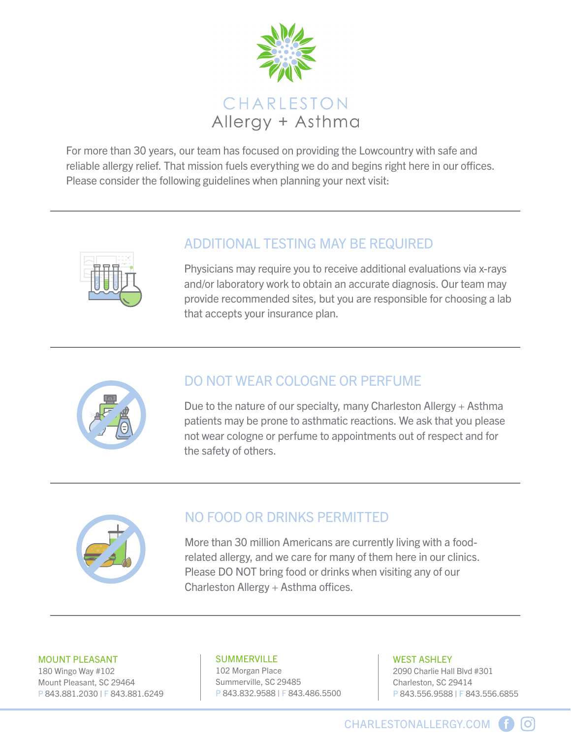# CHARLESTON Allergy + Asthma

For more than 30 years, our team has focused on providing the Lowcountry with safe and reliable allergy relief. That mission fuels everything we do and begins right here in our offices. Please consider the following guidelines when planning your next visit:

---

## ADDITIONAL TESTING MAY BE REQUIRED

Physicians may require you to receive additional evaluations via x-rays and/or laboratory work to obtain an accurate diagnosis. Our team may provide recommended sites, but you are responsible for choosing a lab that accepts your insurance plan.

---

## DO NOT WEAR COLOGNE OR PERFUME

Due to the nature of our specialty, many Charleston Allergy + Asthma patients may be prone to asthmatic reactions. We ask that you please not wear cologne or perfume to appointments out of respect and for the safety of others.

---

## NO FOOD OR DRINKS PERMITTED

More than 30 million Americans are currently living with a food-related allergy, and we care for many of them here in our clinics. Please DO NOT bring food or drinks when visiting any of our Charleston Allergy + Asthma offices.

---

**MOUNT PLEASANT**
180 Wingo Way #102
Mount Pleasant, SC 29464
P 843.881.2030 | F 843.881.6249

**SUMMERVILLE**
102 Morgan Place
Summerville, SC 29485
P 843.832.9588 | F 843.486.5500

**WEST ASHLEY**
2090 Charlie Hall Blvd #301
Charleston, SC 29414
P 843.556.9588 | F 843.556.6855

CHARLESTONALLERGY.COM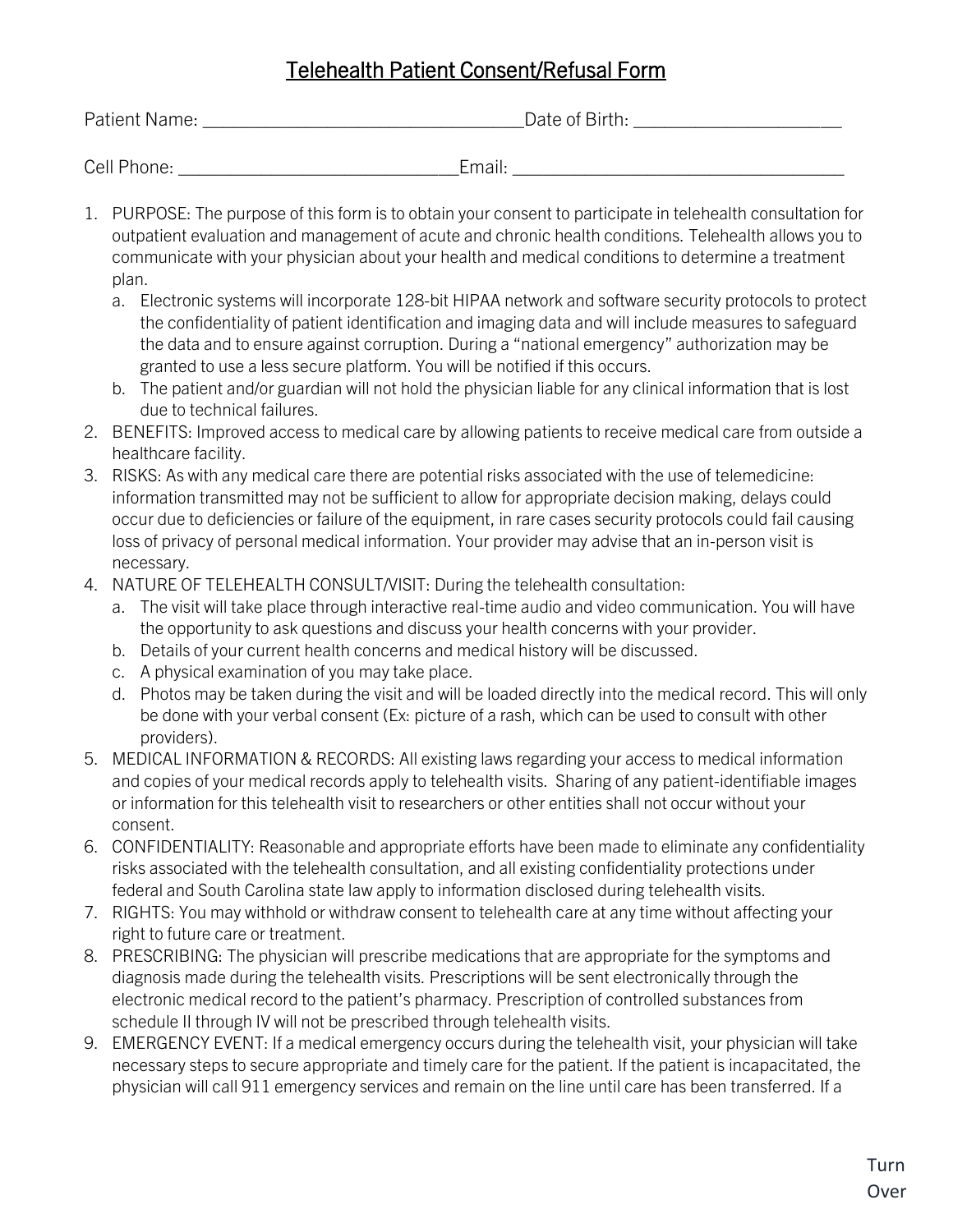# Telehealth Patient Consent/Refusal Form

Patient Name: ___________________________________Date of Birth: ______________________

Cell Phone: ______________________________Email: ____________________________________

1. PURPOSE: The purpose of this form is to obtain your consent to participate in telehealth consultation for outpatient evaluation and management of acute and chronic health conditions. Telehealth allows you to communicate with your physician about your health and medical conditions to determine a treatment plan.
   a. Electronic systems will incorporate 128-bit HIPAA network and software security protocols to protect the confidentiality of patient identification and imaging data and will include measures to safeguard the data and to ensure against corruption. During a "national emergency" authorization may be granted to use a less secure platform. You will be notified if this occurs.
   b. The patient and/or guardian will not hold the physician liable for any clinical information that is lost due to technical failures.
2. BENEFITS: Improved access to medical care by allowing patients to receive medical care from outside a healthcare facility.
3. RISKS: As with any medical care there are potential risks associated with the use of telemedicine: information transmitted may not be sufficient to allow for appropriate decision making, delays could occur due to deficiencies or failure of the equipment, in rare cases security protocols could fail causing loss of privacy of personal medical information. Your provider may advise that an in-person visit is necessary.
4. NATURE OF TELEHEALTH CONSULT/VISIT: During the telehealth consultation:
   a. The visit will take place through interactive real-time audio and video communication. You will have the opportunity to ask questions and discuss your health concerns with your provider.
   b. Details of your current health concerns and medical history will be discussed.
   c. A physical examination of you may take place.
   d. Photos may be taken during the visit and will be loaded directly into the medical record. This will only be done with your verbal consent (Ex: picture of a rash, which can be used to consult with other providers).
5. MEDICAL INFORMATION & RECORDS: All existing laws regarding your access to medical information and copies of your medical records apply to telehealth visits. Sharing of any patient-identifiable images or information for this telehealth visit to researchers or other entities shall not occur without your consent.
6. CONFIDENTIALITY: Reasonable and appropriate efforts have been made to eliminate any confidentiality risks associated with the telehealth consultation, and all existing confidentiality protections under federal and South Carolina state law apply to information disclosed during telehealth visits.
7. RIGHTS: You may withhold or withdraw consent to telehealth care at any time without affecting your right to future care or treatment.
8. PRESCRIBING: The physician will prescribe medications that are appropriate for the symptoms and diagnosis made during the telehealth visits. Prescriptions will be sent electronically through the electronic medical record to the patient's pharmacy. Prescription of controlled substances from schedule II through IV will not be prescribed through telehealth visits.
9. EMERGENCY EVENT: If a medical emergency occurs during the telehealth visit, your physician will take necessary steps to secure appropriate and timely care for the patient. If the patient is incapacitated, the physician will call 911 emergency services and remain on the line until care has been transferred. If a

Turn Over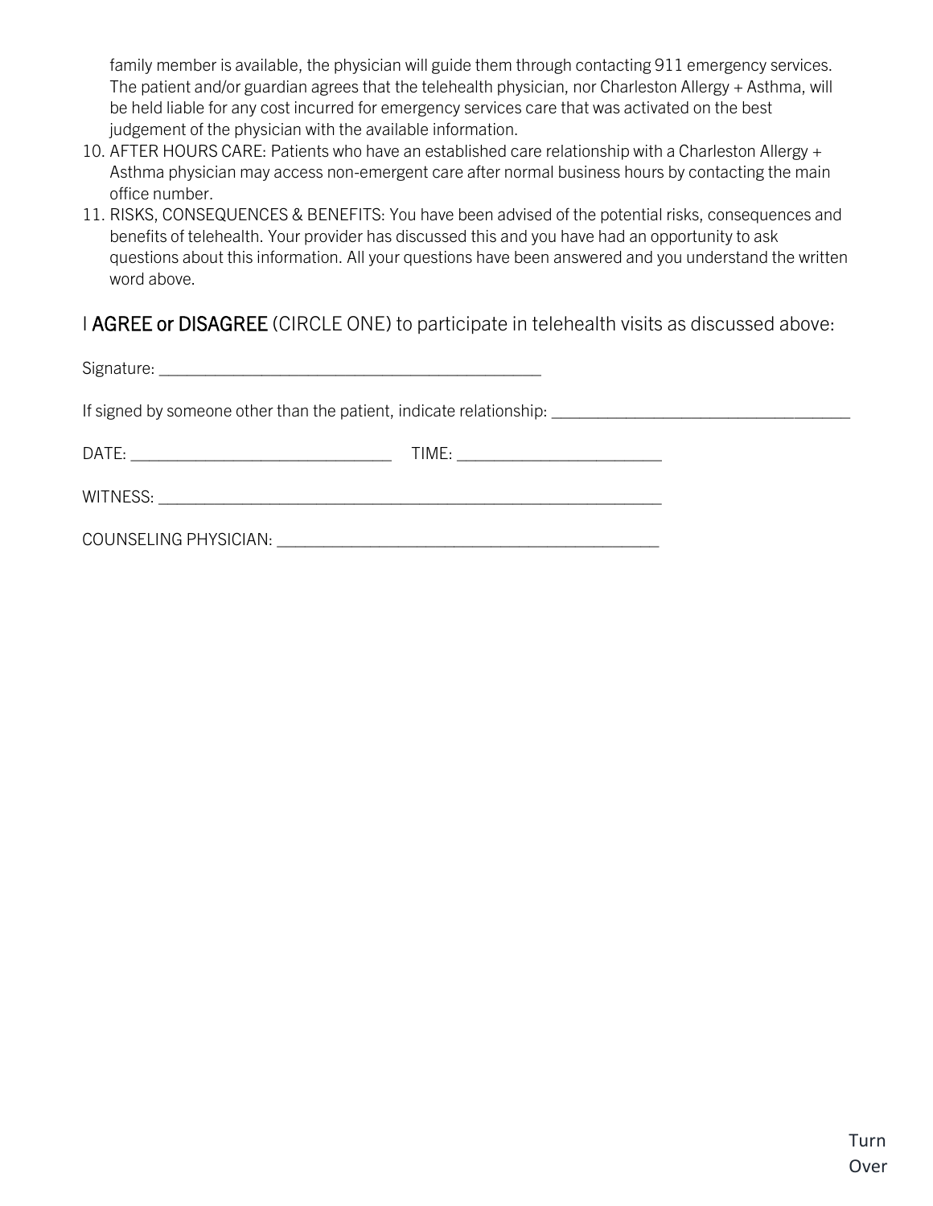family member is available, the physician will guide them through contacting 911 emergency services. The patient and/or guardian agrees that the telehealth physician, nor Charleston Allergy + Asthma, will be held liable for any cost incurred for emergency services care that was activated on the best judgement of the physician with the available information.

10. AFTER HOURS CARE: Patients who have an established care relationship with a Charleston Allergy + Asthma physician may access non-emergent care after normal business hours by contacting the main office number.
11. RISKS, CONSEQUENCES & BENEFITS: You have been advised of the potential risks, consequences and benefits of telehealth. Your provider has discussed this and you have had an opportunity to ask questions about this information. All your questions have been answered and you understand the written word above.

I AGREE or DISAGREE (CIRCLE ONE) to participate in telehealth visits as discussed above:

Signature: ___________________________________________

If signed by someone other than the patient, indicate relationship: _________________________________

DATE: _____________________________ TIME: ______________________

WITNESS: _________________________________________________________

COUNSELING PHYSICIAN: ___________________________________________

Turn Over